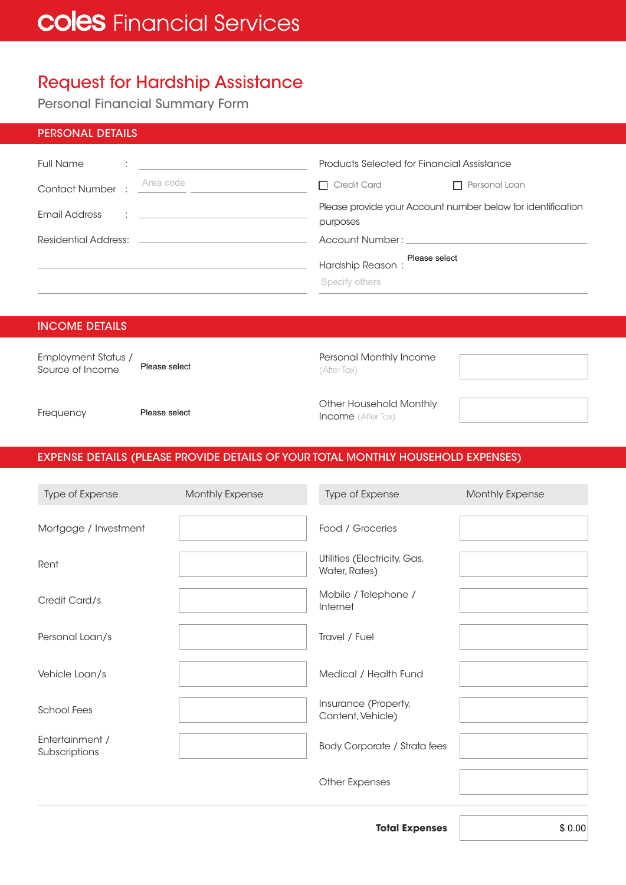# coles Financial Services

## Request for Hardship Assistance

### Personal Financial Summary Form

## PERSONAL DETAILS

Full Name :

Contact Number : Area code

Email Address :

Residential Address:

Products Selected for Financial Assistance

☐ Credit Card ☐ Personal Loan

Please provide your Account number below for identification purposes

Account Number :

Hardship Reason : Please select

Specify others

## INCOME DETAILS

Employment Status / Source of Income: Please select

Frequency: Please select

Personal Monthly Income (After Tax):

Other Household Monthly Income (After Tax):

## EXPENSE DETAILS (PLEASE PROVIDE DETAILS OF YOUR TOTAL MONTHLY HOUSEHOLD EXPENSES)

| Type of Expense | Monthly Expense | Type of Expense | Monthly Expense |
|---|---|---|---|
| Mortgage / Investment | | Food / Groceries | |
| Rent | | Utilities (Electricity, Gas, Water, Rates) | |
| Credit Card/s | | Mobile / Telephone / Internet | |
| Personal Loan/s | | Travel / Fuel | |
| Vehicle Loan/s | | Medical / Health Fund | |
| School Fees | | Insurance (Property, Content, Vehicle) | |
| Entertainment / Subscriptions | | Body Corporate / Strata fees | |
| | | Other Expenses | |

**Total Expenses** $ 0.00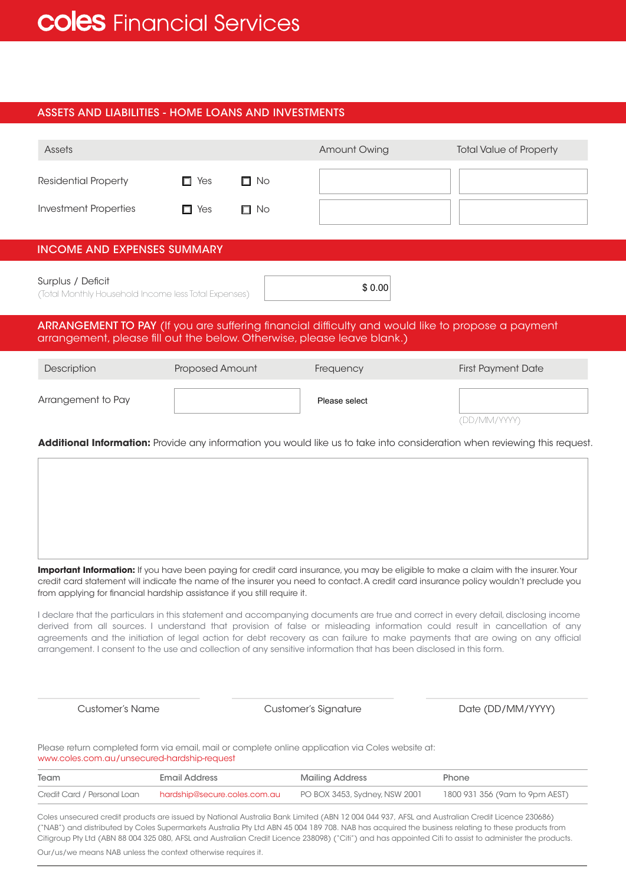# coles Financial Services

## ASSETS AND LIABILITIES - HOME LOANS AND INVESTMENTS

| Assets | | | Amount Owing | Total Value of Property |
|---|---|---|---|---|
| Residential Property | ☐ Yes | ☐ No | | |
| Investment Properties | ☐ Yes | ☐ No | | |

## INCOME AND EXPENSES SUMMARY

Surplus / Deficit
(Total Monthly Household Income less Total Expenses)

$ 0.00

## ARRANGEMENT TO PAY (If you are suffering financial difficulty and would like to propose a payment arrangement, please fill out the below. Otherwise, please leave blank.)

| Description | Proposed Amount | Frequency | First Payment Date |
|---|---|---|---|
| Arrangement to Pay | | Please select | (DD/MM/YYYY) |

**Additional Information:** Provide any information you would like us to take into consideration when reviewing this request.

**Important Information:** If you have been paying for credit card insurance, you may be eligible to make a claim with the insurer. Your credit card statement will indicate the name of the insurer you need to contact. A credit card insurance policy wouldn't preclude you from applying for financial hardship assistance if you still require it.

I declare that the particulars in this statement and accompanying documents are true and correct in every detail, disclosing income derived from all sources. I understand that provision of false or misleading information could result in cancellation of any agreements and the initiation of legal action for debt recovery as can failure to make payments that are owing on any official arrangement. I consent to the use and collection of any sensitive information that has been disclosed in this form.

Customer's Name

Customer's Signature

Date (DD/MM/YYYY)

Please return completed form via email, mail or complete online application via Coles website at:
www.coles.com.au/unsecured-hardship-request

| Team | Email Address | Mailing Address | Phone |
|---|---|---|---|
| Credit Card / Personal Loan | hardship@secure.coles.com.au | PO BOX 3453, Sydney, NSW 2001 | 1800 931 356 (9am to 9pm AEST) |

Coles unsecured credit products are issued by National Australia Bank Limited (ABN 12 004 044 937, AFSL and Australian Credit Licence 230686) ("NAB") and distributed by Coles Supermarkets Australia Pty Ltd ABN 45 004 189 708. NAB has acquired the business relating to these products from Citigroup Pty Ltd (ABN 88 004 325 080, AFSL and Australian Credit Licence 238098) ("Citi") and has appointed Citi to assist to administer the products.

Our/us/we means NAB unless the context otherwise requires it.